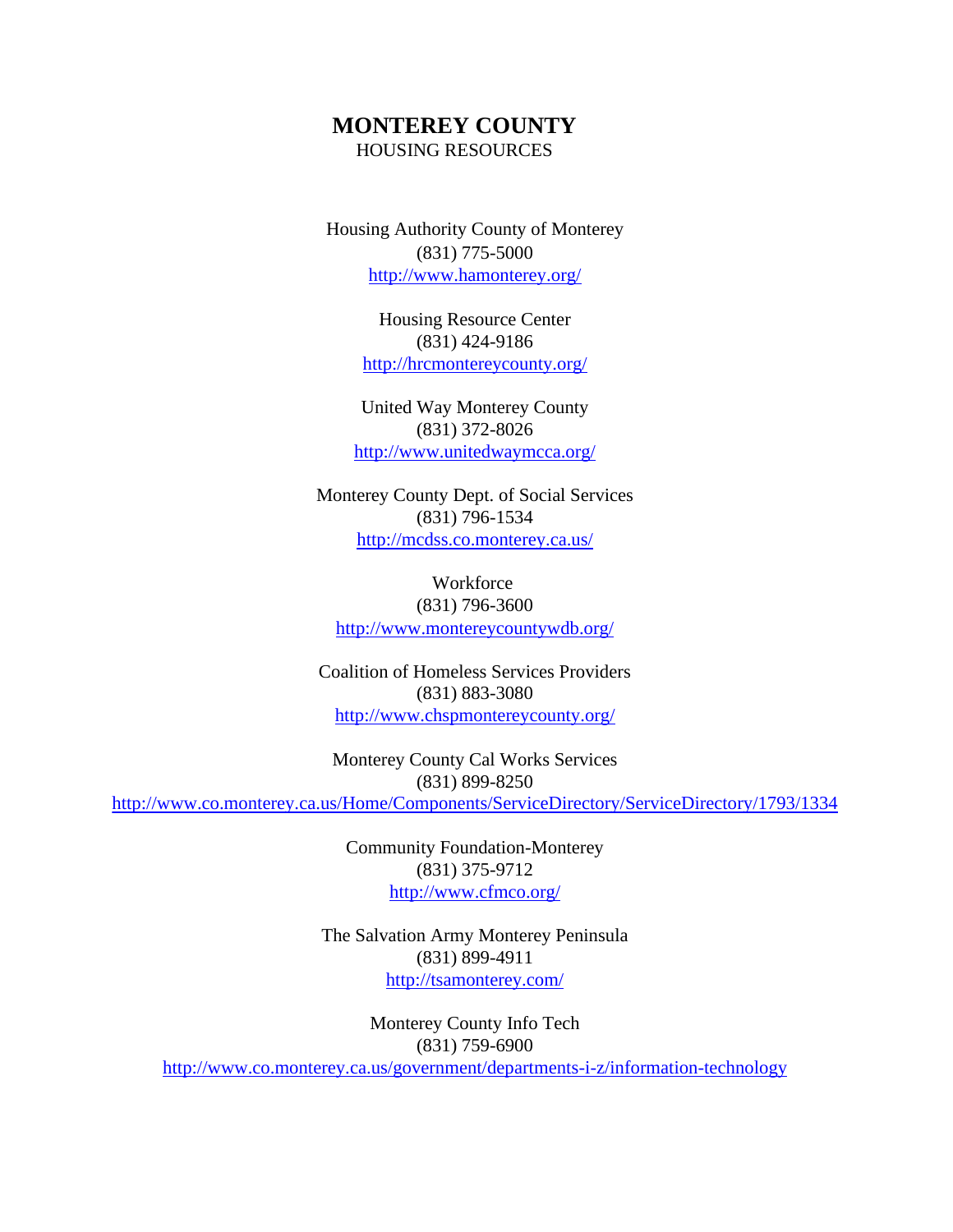# MONTEREY COUNTY

HOUSING RESOURCES

Housing Authority County of Monterey
(831) 775-5000
http://www.hamonterey.org/

Housing Resource Center
(831) 424-9186
http://hrcmontereycounty.org/

United Way Monterey County
(831) 372-8026
http://www.unitedwaymcca.org/

Monterey County Dept. of Social Services
(831) 796-1534
http://mcdss.co.monterey.ca.us/

Workforce
(831) 796-3600
http://www.montereycountywdb.org/

Coalition of Homeless Services Providers
(831) 883-3080
http://www.chspmontereycounty.org/

Monterey County Cal Works Services
(831) 899-8250
http://www.co.monterey.ca.us/Home/Components/ServiceDirectory/ServiceDirectory/1793/1334

Community Foundation-Monterey
(831) 375-9712
http://www.cfmco.org/

The Salvation Army Monterey Peninsula
(831) 899-4911
http://tsamonterey.com/

Monterey County Info Tech
(831) 759-6900
http://www.co.monterey.ca.us/government/departments-i-z/information-technology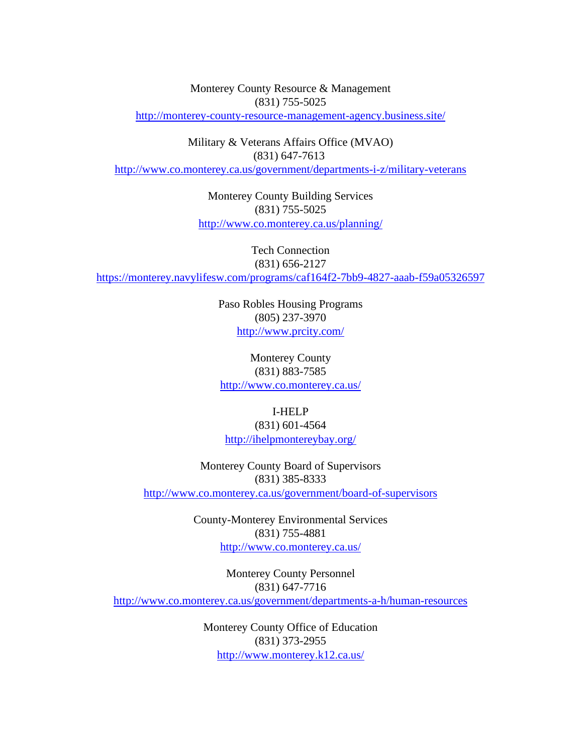Monterey County Resource & Management
(831) 755-5025
http://monterey-county-resource-management-agency.business.site/

Military & Veterans Affairs Office (MVAO)
(831) 647-7613
http://www.co.monterey.ca.us/government/departments-i-z/military-veterans

Monterey County Building Services
(831) 755-5025
http://www.co.monterey.ca.us/planning/

Tech Connection
(831) 656-2127
https://monterey.navylifesw.com/programs/caf164f2-7bb9-4827-aaab-f59a05326597

Paso Robles Housing Programs
(805) 237-3970
http://www.prcity.com/

Monterey County
(831) 883-7585
http://www.co.monterey.ca.us/

I-HELP
(831) 601-4564
http://ihelpmontereybay.org/

Monterey County Board of Supervisors
(831) 385-8333
http://www.co.monterey.ca.us/government/board-of-supervisors

County-Monterey Environmental Services
(831) 755-4881
http://www.co.monterey.ca.us/

Monterey County Personnel
(831) 647-7716
http://www.co.monterey.ca.us/government/departments-a-h/human-resources

Monterey County Office of Education
(831) 373-2955
http://www.monterey.k12.ca.us/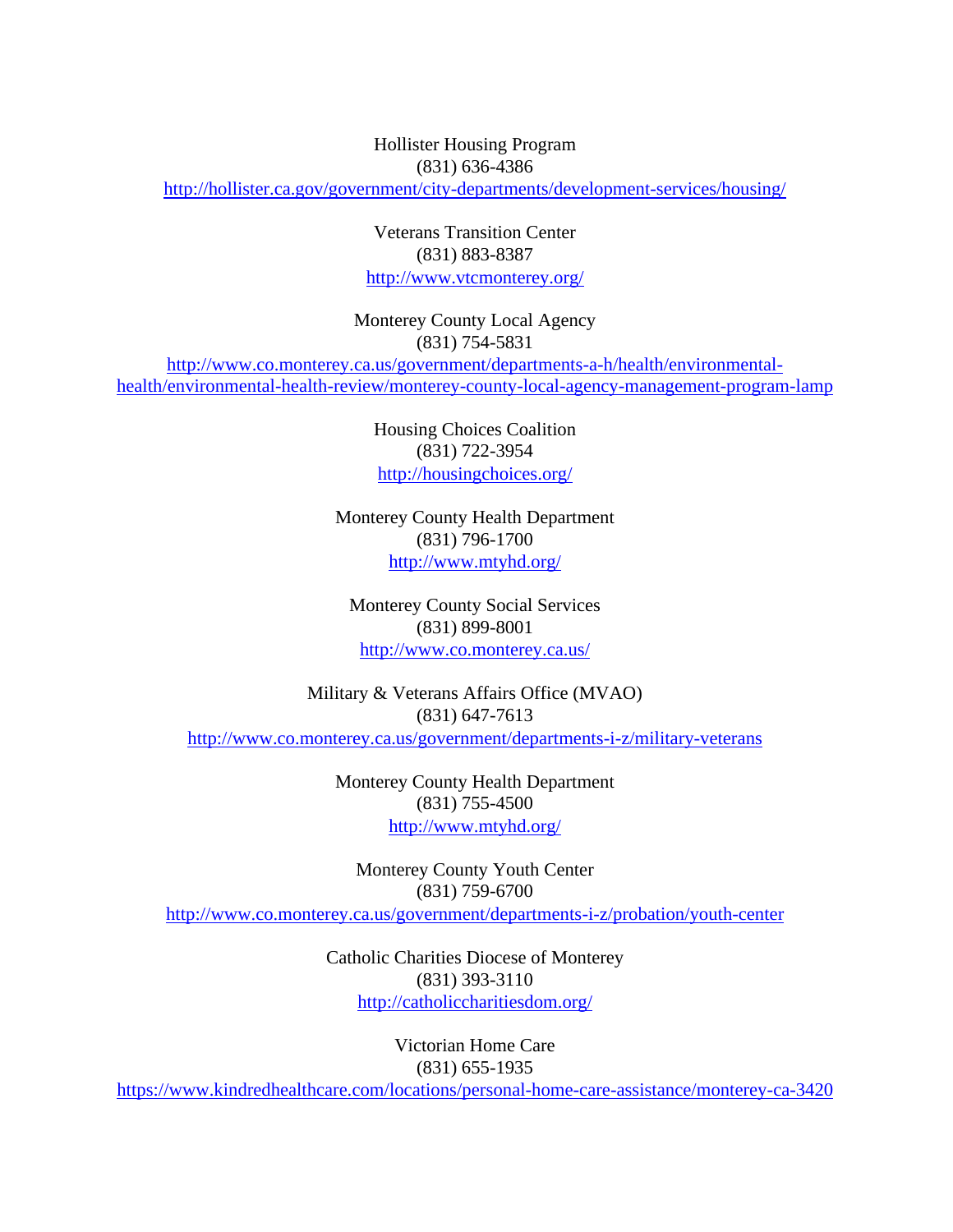Hollister Housing Program
(831) 636-4386
http://hollister.ca.gov/government/city-departments/development-services/housing/

Veterans Transition Center
(831) 883-8387
http://www.vtcmonterey.org/

Monterey County Local Agency
(831) 754-5831
http://www.co.monterey.ca.us/government/departments-a-h/health/environmental-health/environmental-health-review/monterey-county-local-agency-management-program-lamp

Housing Choices Coalition
(831) 722-3954
http://housingchoices.org/

Monterey County Health Department
(831) 796-1700
http://www.mtyhd.org/

Monterey County Social Services
(831) 899-8001
http://www.co.monterey.ca.us/

Military & Veterans Affairs Office (MVAO)
(831) 647-7613
http://www.co.monterey.ca.us/government/departments-i-z/military-veterans

Monterey County Health Department
(831) 755-4500
http://www.mtyhd.org/

Monterey County Youth Center
(831) 759-6700
http://www.co.monterey.ca.us/government/departments-i-z/probation/youth-center

Catholic Charities Diocese of Monterey
(831) 393-3110
http://catholiccharitiesdom.org/

Victorian Home Care
(831) 655-1935
https://www.kindredhealthcare.com/locations/personal-home-care-assistance/monterey-ca-3420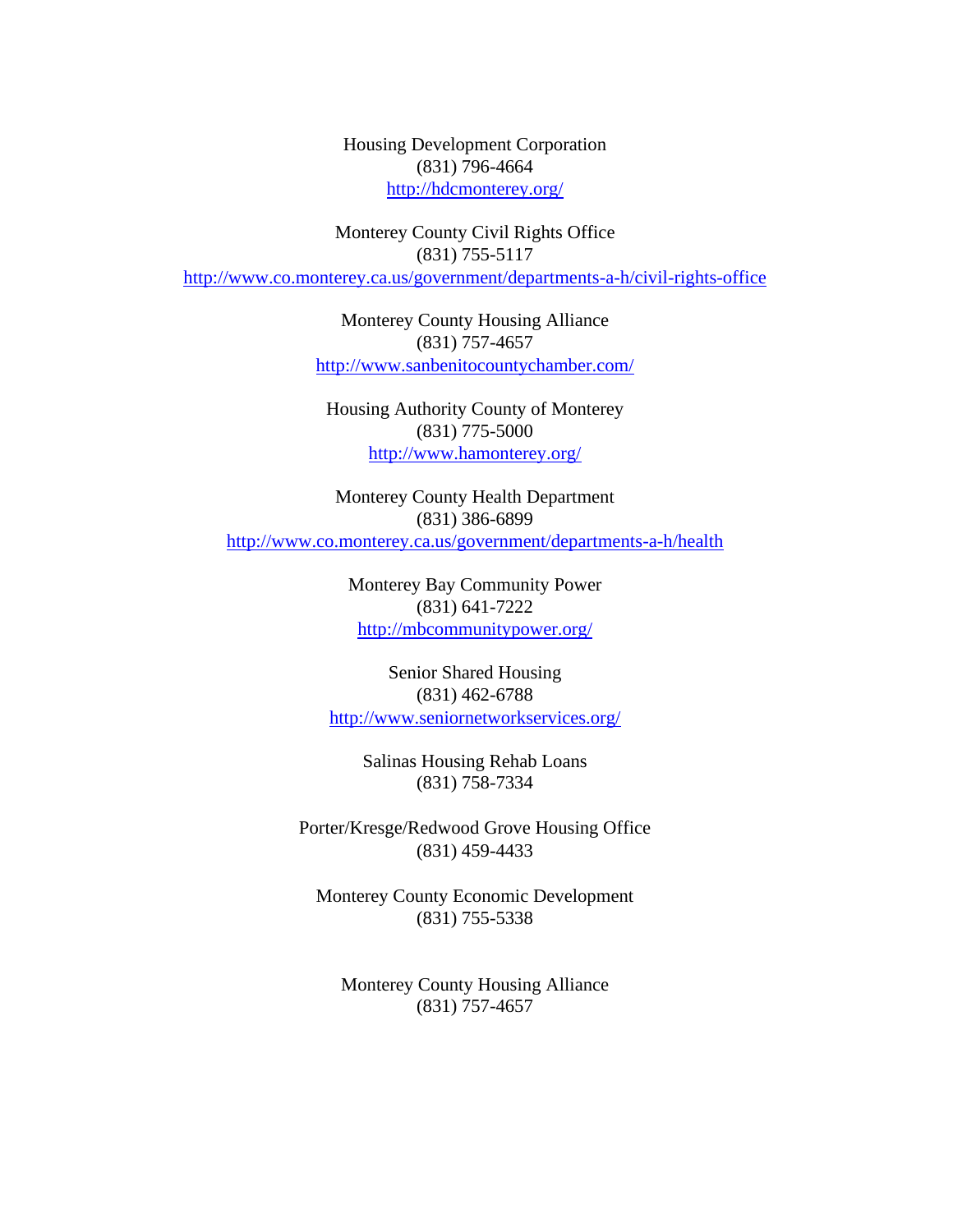Housing Development Corporation
(831) 796-4664
http://hdcmonterey.org/

Monterey County Civil Rights Office
(831) 755-5117
http://www.co.monterey.ca.us/government/departments-a-h/civil-rights-office

Monterey County Housing Alliance
(831) 757-4657
http://www.sanbenitocountychamber.com/

Housing Authority County of Monterey
(831) 775-5000
http://www.hamonterey.org/

Monterey County Health Department
(831) 386-6899
http://www.co.monterey.ca.us/government/departments-a-h/health

Monterey Bay Community Power
(831) 641-7222
http://mbcommunitypower.org/

Senior Shared Housing
(831) 462-6788
http://www.seniornetworkservices.org/

Salinas Housing Rehab Loans
(831) 758-7334

Porter/Kresge/Redwood Grove Housing Office
(831) 459-4433

Monterey County Economic Development
(831) 755-5338

Monterey County Housing Alliance
(831) 757-4657